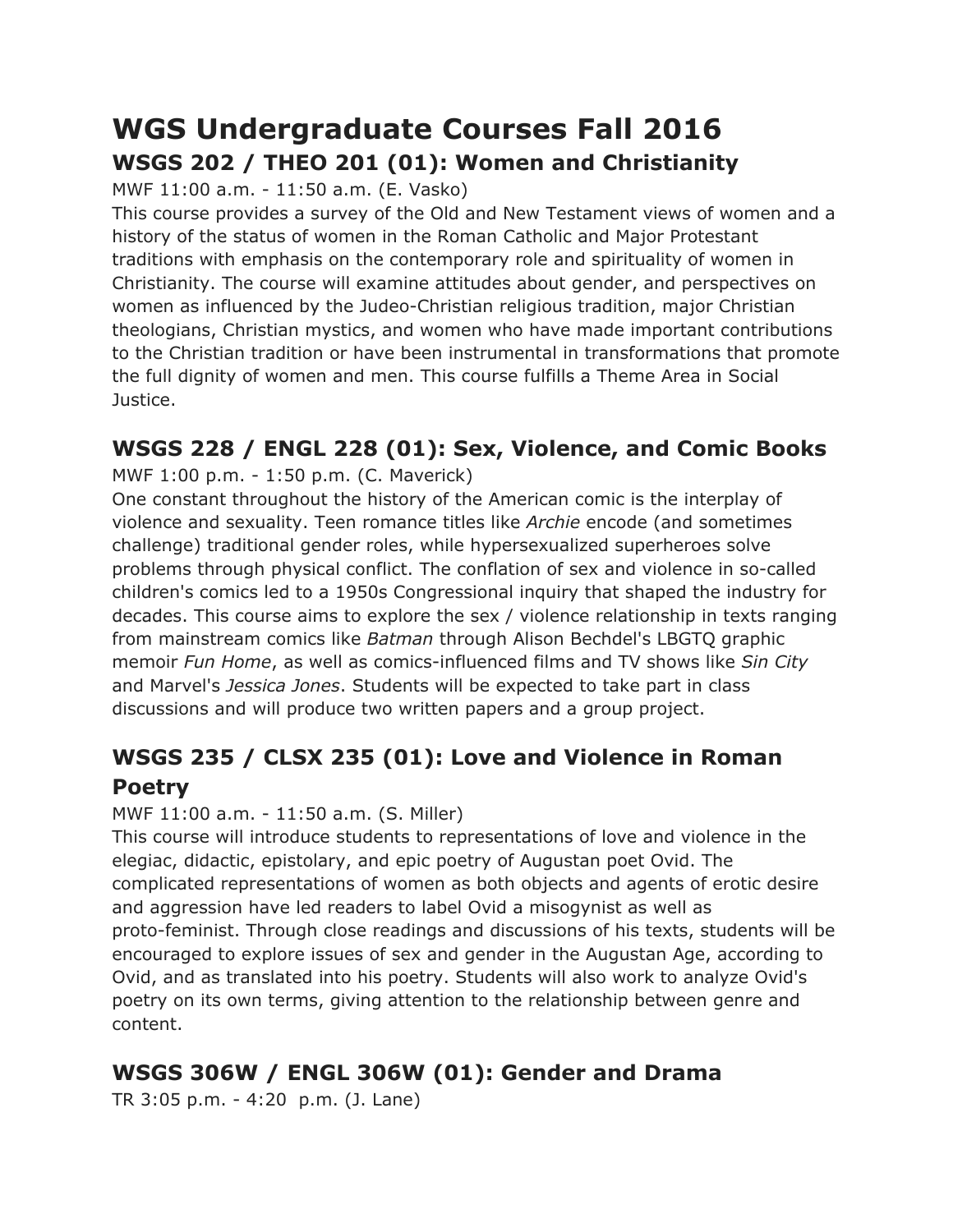# WGS Undergraduate Courses Fall 2016

## WSGS 202 / THEO 201 (01): Women and Christianity

MWF 11:00 a.m. - 11:50 a.m. (E. Vasko)

This course provides a survey of the Old and New Testament views of women and a history of the status of women in the Roman Catholic and Major Protestant traditions with emphasis on the contemporary role and spirituality of women in Christianity. The course will examine attitudes about gender, and perspectives on women as influenced by the Judeo-Christian religious tradition, major Christian theologians, Christian mystics, and women who have made important contributions to the Christian tradition or have been instrumental in transformations that promote the full dignity of women and men. This course fulfills a Theme Area in Social Justice.

## WSGS 228 / ENGL 228 (01): Sex, Violence, and Comic Books

MWF 1:00 p.m. - 1:50 p.m. (C. Maverick)

One constant throughout the history of the American comic is the interplay of violence and sexuality. Teen romance titles like *Archie* encode (and sometimes challenge) traditional gender roles, while hypersexualized superheroes solve problems through physical conflict. The conflation of sex and violence in so-called children's comics led to a 1950s Congressional inquiry that shaped the industry for decades. This course aims to explore the sex / violence relationship in texts ranging from mainstream comics like *Batman* through Alison Bechdel's LBGTQ graphic memoir *Fun Home*, as well as comics-influenced films and TV shows like *Sin City* and Marvel's *Jessica Jones*. Students will be expected to take part in class discussions and will produce two written papers and a group project.

## WSGS 235 / CLSX 235 (01): Love and Violence in Roman Poetry

MWF 11:00 a.m. - 11:50 a.m. (S. Miller)

This course will introduce students to representations of love and violence in the elegiac, didactic, epistolary, and epic poetry of Augustan poet Ovid. The complicated representations of women as both objects and agents of erotic desire and aggression have led readers to label Ovid a misogynist as well as proto-feminist. Through close readings and discussions of his texts, students will be encouraged to explore issues of sex and gender in the Augustan Age, according to Ovid, and as translated into his poetry. Students will also work to analyze Ovid's poetry on its own terms, giving attention to the relationship between genre and content.

## WSGS 306W / ENGL 306W (01): Gender and Drama

TR 3:05 p.m. - 4:20 p.m. (J. Lane)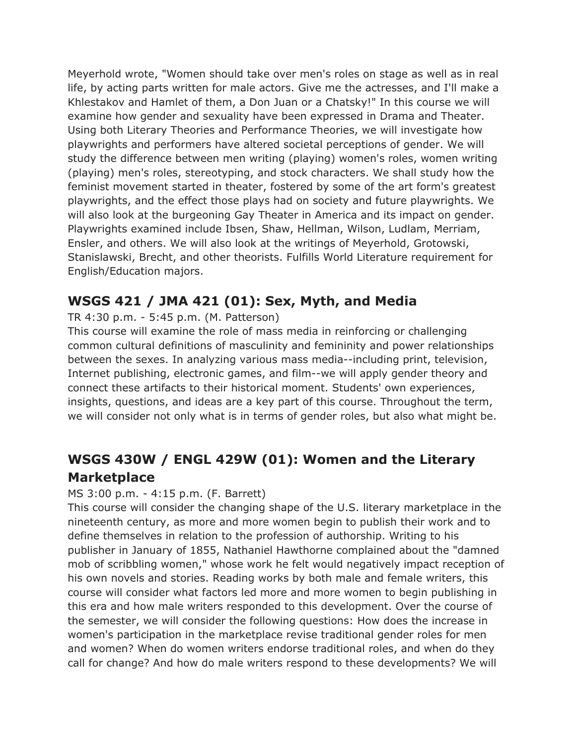Meyerhold wrote, "Women should take over men's roles on stage as well as in real life, by acting parts written for male actors. Give me the actresses, and I'll make a Khlestakov and Hamlet of them, a Don Juan or a Chatsky!" In this course we will examine how gender and sexuality have been expressed in Drama and Theater. Using both Literary Theories and Performance Theories, we will investigate how playwrights and performers have altered societal perceptions of gender. We will study the difference between men writing (playing) women's roles, women writing (playing) men's roles, stereotyping, and stock characters. We shall study how the feminist movement started in theater, fostered by some of the art form's greatest playwrights, and the effect those plays had on society and future playwrights. We will also look at the burgeoning Gay Theater in America and its impact on gender. Playwrights examined include Ibsen, Shaw, Hellman, Wilson, Ludlam, Merriam, Ensler, and others. We will also look at the writings of Meyerhold, Grotowski, Stanislawski, Brecht, and other theorists. Fulfills World Literature requirement for English/Education majors.

## WSGS 421 / JMA 421 (01): Sex, Myth, and Media

TR 4:30 p.m. - 5:45 p.m. (M. Patterson)

This course will examine the role of mass media in reinforcing or challenging common cultural definitions of masculinity and femininity and power relationships between the sexes. In analyzing various mass media--including print, television, Internet publishing, electronic games, and film--we will apply gender theory and connect these artifacts to their historical moment. Students' own experiences, insights, questions, and ideas are a key part of this course. Throughout the term, we will consider not only what is in terms of gender roles, but also what might be.

## WSGS 430W / ENGL 429W (01): Women and the Literary Marketplace

MS 3:00 p.m. - 4:15 p.m. (F. Barrett)

This course will consider the changing shape of the U.S. literary marketplace in the nineteenth century, as more and more women begin to publish their work and to define themselves in relation to the profession of authorship. Writing to his publisher in January of 1855, Nathaniel Hawthorne complained about the "damned mob of scribbling women," whose work he felt would negatively impact reception of his own novels and stories. Reading works by both male and female writers, this course will consider what factors led more and more women to begin publishing in this era and how male writers responded to this development. Over the course of the semester, we will consider the following questions: How does the increase in women's participation in the marketplace revise traditional gender roles for men and women? When do women writers endorse traditional roles, and when do they call for change? And how do male writers respond to these developments? We will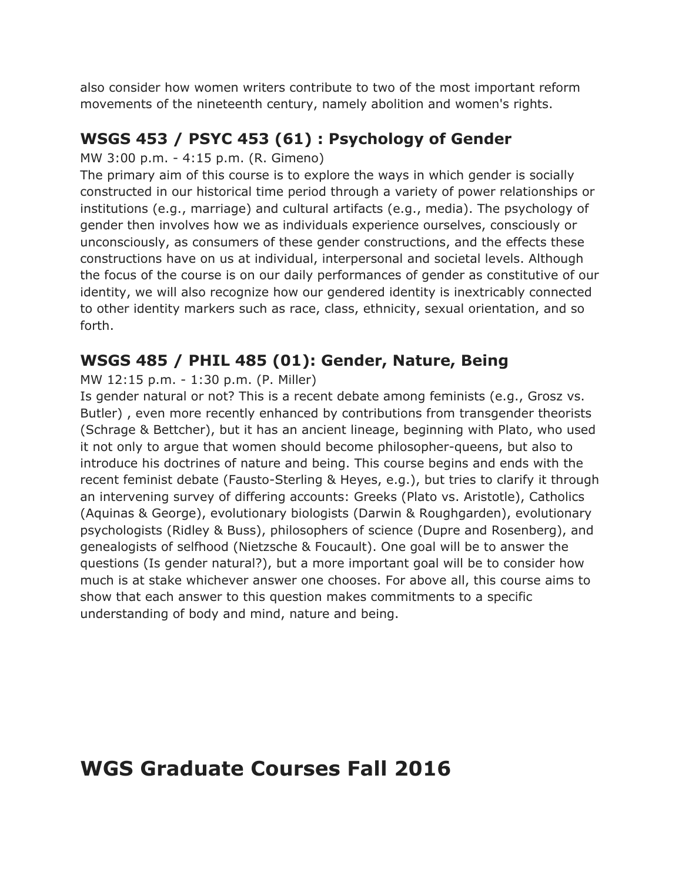also consider how women writers contribute to two of the most important reform movements of the nineteenth century, namely abolition and women's rights.

### WSGS 453 / PSYC 453 (61) : Psychology of Gender

MW 3:00 p.m. - 4:15 p.m. (R. Gimeno)

The primary aim of this course is to explore the ways in which gender is socially constructed in our historical time period through a variety of power relationships or institutions (e.g., marriage) and cultural artifacts (e.g., media). The psychology of gender then involves how we as individuals experience ourselves, consciously or unconsciously, as consumers of these gender constructions, and the effects these constructions have on us at individual, interpersonal and societal levels. Although the focus of the course is on our daily performances of gender as constitutive of our identity, we will also recognize how our gendered identity is inextricably connected to other identity markers such as race, class, ethnicity, sexual orientation, and so forth.

### WSGS 485 / PHIL 485 (01): Gender, Nature, Being

MW 12:15 p.m. - 1:30 p.m. (P. Miller)

Is gender natural or not? This is a recent debate among feminists (e.g., Grosz vs. Butler) , even more recently enhanced by contributions from transgender theorists (Schrage & Bettcher), but it has an ancient lineage, beginning with Plato, who used it not only to argue that women should become philosopher-queens, but also to introduce his doctrines of nature and being. This course begins and ends with the recent feminist debate (Fausto-Sterling & Heyes, e.g.), but tries to clarify it through an intervening survey of differing accounts: Greeks (Plato vs. Aristotle), Catholics (Aquinas & George), evolutionary biologists (Darwin & Roughgarden), evolutionary psychologists (Ridley & Buss), philosophers of science (Dupre and Rosenberg), and genealogists of selfhood (Nietzsche & Foucault). One goal will be to answer the questions (Is gender natural?), but a more important goal will be to consider how much is at stake whichever answer one chooses. For above all, this course aims to show that each answer to this question makes commitments to a specific understanding of body and mind, nature and being.

# WGS Graduate Courses Fall 2016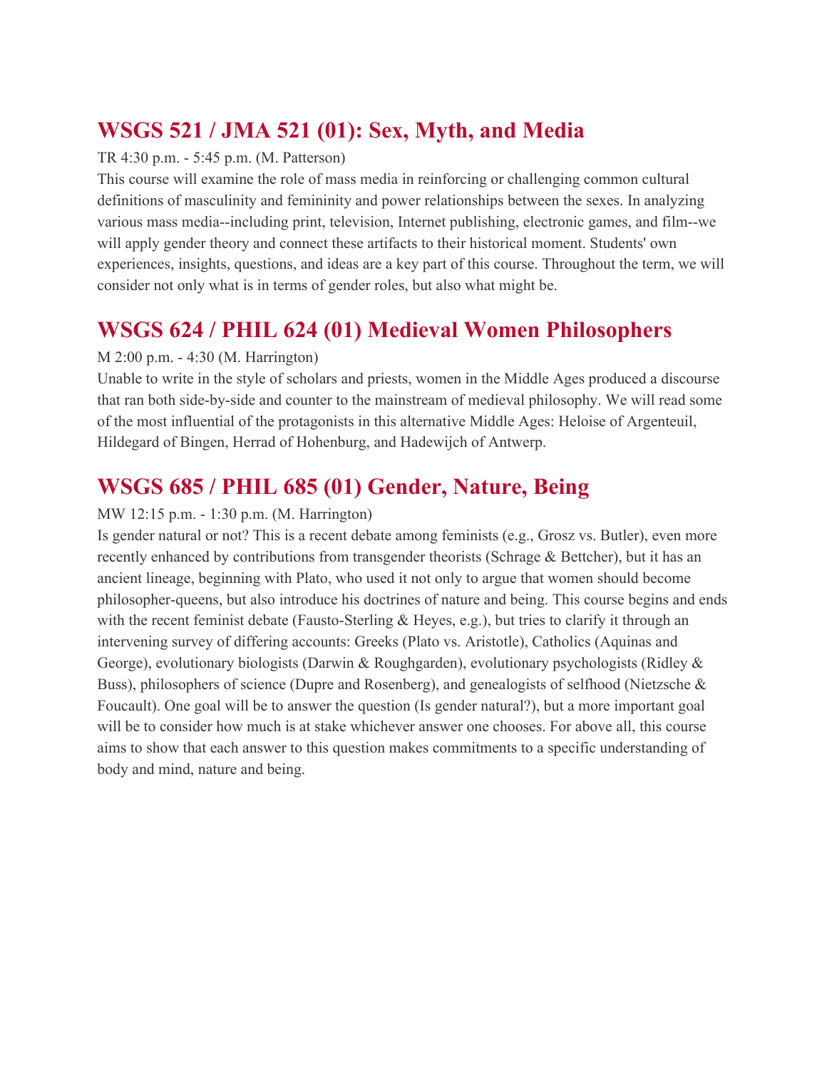## WSGS 521 / JMA 521 (01): Sex, Myth, and Media

TR 4:30 p.m. - 5:45 p.m. (M. Patterson)

This course will examine the role of mass media in reinforcing or challenging common cultural definitions of masculinity and femininity and power relationships between the sexes. In analyzing various mass media--including print, television, Internet publishing, electronic games, and film--we will apply gender theory and connect these artifacts to their historical moment. Students' own experiences, insights, questions, and ideas are a key part of this course. Throughout the term, we will consider not only what is in terms of gender roles, but also what might be.

## WSGS 624 / PHIL 624 (01) Medieval Women Philosophers

M 2:00 p.m. - 4:30 (M. Harrington)

Unable to write in the style of scholars and priests, women in the Middle Ages produced a discourse that ran both side-by-side and counter to the mainstream of medieval philosophy. We will read some of the most influential of the protagonists in this alternative Middle Ages: Heloise of Argenteuil, Hildegard of Bingen, Herrad of Hohenburg, and Hadewijch of Antwerp.

## WSGS 685 / PHIL 685 (01) Gender, Nature, Being

MW 12:15 p.m. - 1:30 p.m. (M. Harrington)

Is gender natural or not? This is a recent debate among feminists (e.g., Grosz vs. Butler), even more recently enhanced by contributions from transgender theorists (Schrage & Bettcher), but it has an ancient lineage, beginning with Plato, who used it not only to argue that women should become philosopher-queens, but also introduce his doctrines of nature and being. This course begins and ends with the recent feminist debate (Fausto-Sterling & Heyes, e.g.), but tries to clarify it through an intervening survey of differing accounts: Greeks (Plato vs. Aristotle), Catholics (Aquinas and George), evolutionary biologists (Darwin & Roughgarden), evolutionary psychologists (Ridley & Buss), philosophers of science (Dupre and Rosenberg), and genealogists of selfhood (Nietzsche & Foucault). One goal will be to answer the question (Is gender natural?), but a more important goal will be to consider how much is at stake whichever answer one chooses. For above all, this course aims to show that each answer to this question makes commitments to a specific understanding of body and mind, nature and being.